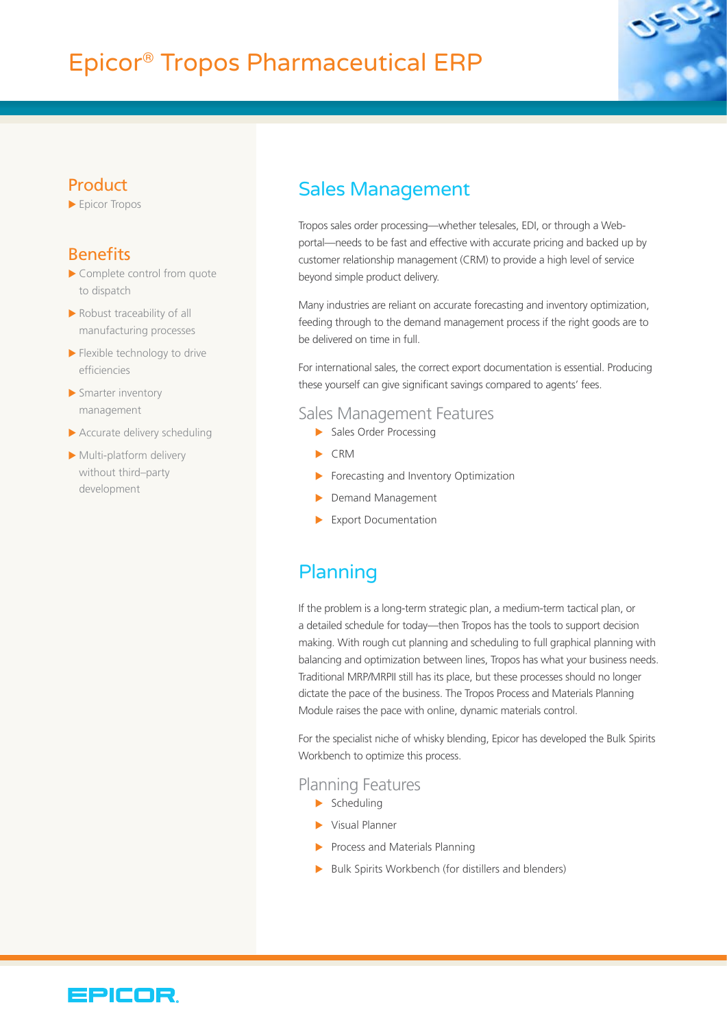# Epicor® Tropos Pharmaceutical ERP

## Product

- Epicor Tropos

## Benefits

- Complete control from quote to dispatch
- Robust traceability of all manufacturing processes
- Flexible technology to drive efficiencies
- Smarter inventory management
- Accurate delivery scheduling
- Multi-platform delivery without third–party development

## Sales Management

Tropos sales order processing—whether telesales, EDI, or through a Web-portal—needs to be fast and effective with accurate pricing and backed up by customer relationship management (CRM) to provide a high level of service beyond simple product delivery.

Many industries are reliant on accurate forecasting and inventory optimization, feeding through to the demand management process if the right goods are to be delivered on time in full.

For international sales, the correct export documentation is essential. Producing these yourself can give significant savings compared to agents' fees.

### Sales Management Features

- Sales Order Processing
- CRM
- Forecasting and Inventory Optimization
- Demand Management
- Export Documentation

## Planning

If the problem is a long-term strategic plan, a medium-term tactical plan, or a detailed schedule for today—then Tropos has the tools to support decision making. With rough cut planning and scheduling to full graphical planning with balancing and optimization between lines, Tropos has what your business needs. Traditional MRP/MRPII still has its place, but these processes should no longer dictate the pace of the business. The Tropos Process and Materials Planning Module raises the pace with online, dynamic materials control.

For the specialist niche of whisky blending, Epicor has developed the Bulk Spirits Workbench to optimize this process.

### Planning Features

- Scheduling
- Visual Planner
- Process and Materials Planning
- Bulk Spirits Workbench (for distillers and blenders)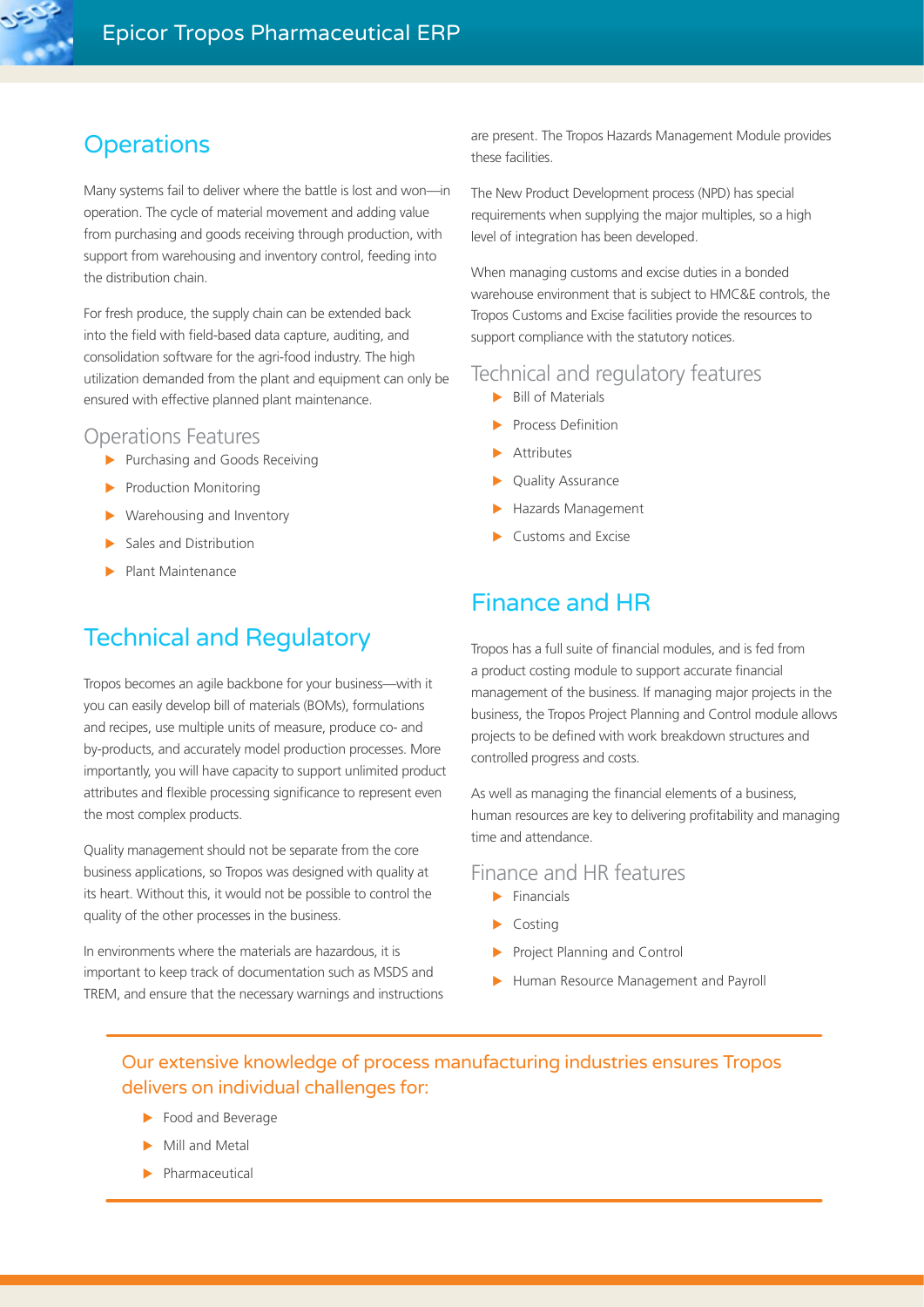## Operations

Many systems fail to deliver where the battle is lost and won—in operation. The cycle of material movement and adding value from purchasing and goods receiving through production, with support from warehousing and inventory control, feeding into the distribution chain.

For fresh produce, the supply chain can be extended back into the field with field-based data capture, auditing, and consolidation software for the agri-food industry. The high utilization demanded from the plant and equipment can only be ensured with effective planned plant maintenance.

### Operations Features

- Purchasing and Goods Receiving
- Production Monitoring
- Warehousing and Inventory
- Sales and Distribution
- Plant Maintenance

## Technical and Regulatory

Tropos becomes an agile backbone for your business—with it you can easily develop bill of materials (BOMs), formulations and recipes, use multiple units of measure, produce co- and by-products, and accurately model production processes. More importantly, you will have capacity to support unlimited product attributes and flexible processing significance to represent even the most complex products.

Quality management should not be separate from the core business applications, so Tropos was designed with quality at its heart. Without this, it would not be possible to control the quality of the other processes in the business.

In environments where the materials are hazardous, it is important to keep track of documentation such as MSDS and TREM, and ensure that the necessary warnings and instructions are present. The Tropos Hazards Management Module provides these facilities.

The New Product Development process (NPD) has special requirements when supplying the major multiples, so a high level of integration has been developed.

When managing customs and excise duties in a bonded warehouse environment that is subject to HMC&E controls, the Tropos Customs and Excise facilities provide the resources to support compliance with the statutory notices.

### Technical and regulatory features

- Bill of Materials
- Process Definition
- Attributes
- Quality Assurance
- Hazards Management
- Customs and Excise

## Finance and HR

Tropos has a full suite of financial modules, and is fed from a product costing module to support accurate financial management of the business. If managing major projects in the business, the Tropos Project Planning and Control module allows projects to be defined with work breakdown structures and controlled progress and costs.

As well as managing the financial elements of a business, human resources are key to delivering profitability and managing time and attendance.

### Finance and HR features

- Financials
- Costing
- Project Planning and Control
- Human Resource Management and Payroll

---

Our extensive knowledge of process manufacturing industries ensures Tropos delivers on individual challenges for:

- Food and Beverage
- Mill and Metal
- Pharmaceutical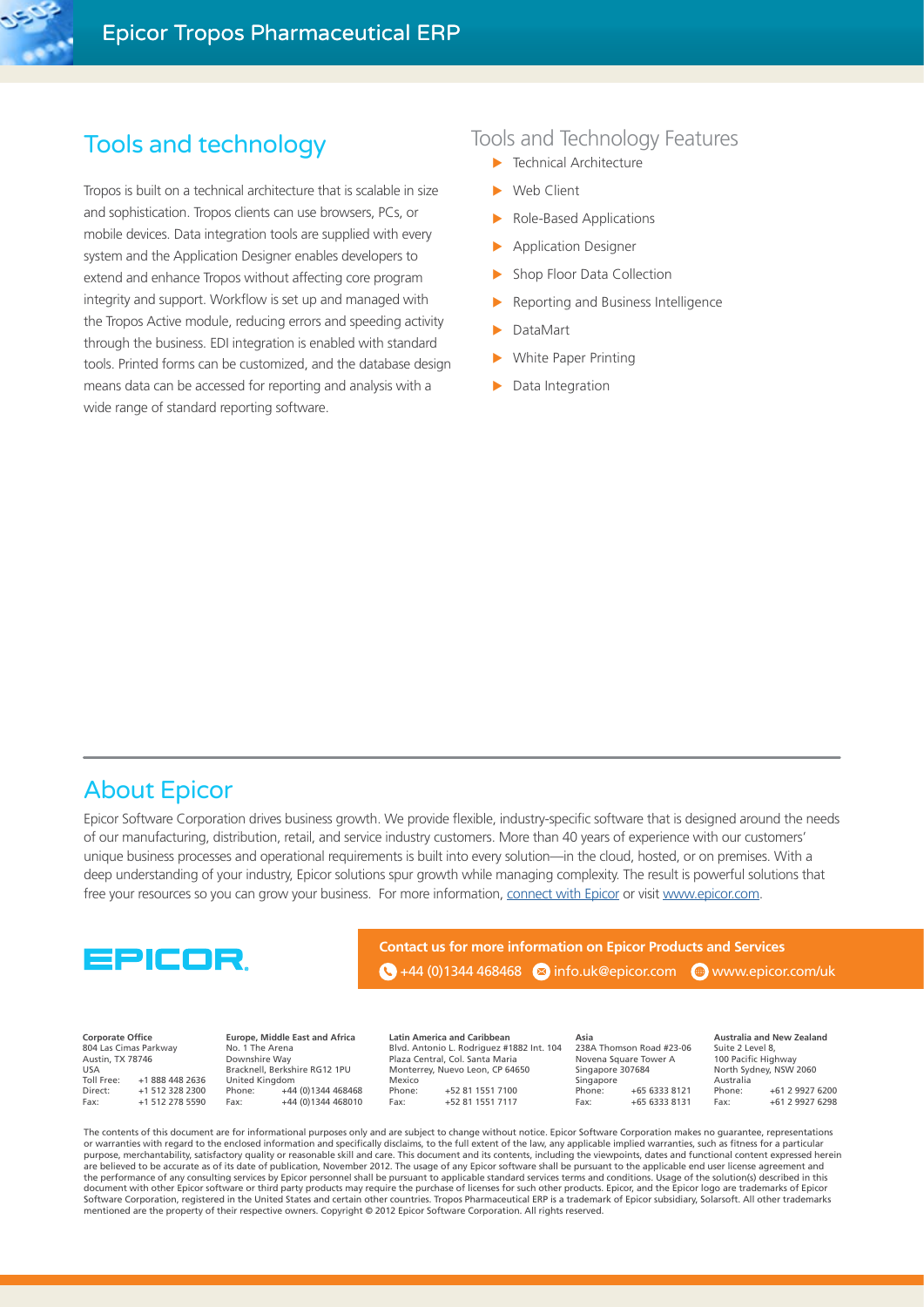## Tools and technology

Tropos is built on a technical architecture that is scalable in size and sophistication. Tropos clients can use browsers, PCs, or mobile devices. Data integration tools are supplied with every system and the Application Designer enables developers to extend and enhance Tropos without affecting core program integrity and support. Workflow is set up and managed with the Tropos Active module, reducing errors and speeding activity through the business. EDI integration is enabled with standard tools. Printed forms can be customized, and the database design means data can be accessed for reporting and analysis with a wide range of standard reporting software.

### Tools and Technology Features

- Technical Architecture
- Web Client
- Role-Based Applications
- Application Designer
- Shop Floor Data Collection
- Reporting and Business Intelligence
- DataMart
- White Paper Printing
- Data Integration

## About Epicor

Epicor Software Corporation drives business growth. We provide flexible, industry-specific software that is designed around the needs of our manufacturing, distribution, retail, and service industry customers. More than 40 years of experience with our customers' unique business processes and operational requirements is built into every solution—in the cloud, hosted, or on premises. With a deep understanding of your industry, Epicor solutions spur growth while managing complexity. The result is powerful solutions that free your resources so you can grow your business. For more information, connect with Epicor or visit www.epicor.com.

EPICOR

**Contact us for more information on Epicor Products and Services**

+44 (0)1344 468468 info.uk@epicor.com www.epicor.com/uk

**Corporate Office**
804 Las Cimas Parkway
Austin, TX 78746
USA
Toll Free: +1 888 448 2636
Direct: +1 512 328 2300
Fax: +1 512 278 5590

**Europe, Middle East and Africa**
No. 1 The Arena
Downshire Way
Bracknell, Berkshire RG12 1PU
United Kingdom
Phone: +44 (0)1344 468468
Fax: +44 (0)1344 468010

**Latin America and Caribbean**
Blvd. Antonio L. Rodriguez #1882 Int. 104
Plaza Central, Col. Santa Maria
Monterrey, Nuevo Leon, CP 64650
Mexico
Phone: +52 81 1551 7100
Fax: +52 81 1551 7117

**Asia**
238A Thomson Road #23-06
Novena Square Tower A
Singapore 307684
Singapore
Phone: +65 6333 8121
Fax: +65 6333 8131

**Australia and New Zealand**
Suite 2 Level 8,
100 Pacific Highway
North Sydney, NSW 2060
Australia
Phone: +61 2 9927 6200
Fax: +61 2 9927 6298

The contents of this document are for informational purposes only and are subject to change without notice. Epicor Software Corporation makes no guarantee, representations or warranties with regard to the enclosed information and specifically disclaims, to the full extent of the law, any applicable implied warranties, such as fitness for a particular purpose, merchantability, satisfactory quality or reasonable skill and care. This document and its contents, including the viewpoints, dates and functional content expressed herein are believed to be accurate as of its date of publication, November 2012. The usage of any Epicor software shall be pursuant to the applicable end user license agreement and the performance of any consulting services by Epicor personnel shall be pursuant to applicable standard services terms and conditions. Usage of the solution(s) described in this document with other Epicor software or third party products may require the purchase of licenses for such other products. Epicor, and the Epicor logo are trademarks of Epicor Software Corporation, registered in the United States and certain other countries. Tropos Pharmaceutical ERP is a trademark of Epicor subsidiary, Solarsoft. All other trademarks mentioned are the property of their respective owners. Copyright © 2012 Epicor Software Corporation. All rights reserved.